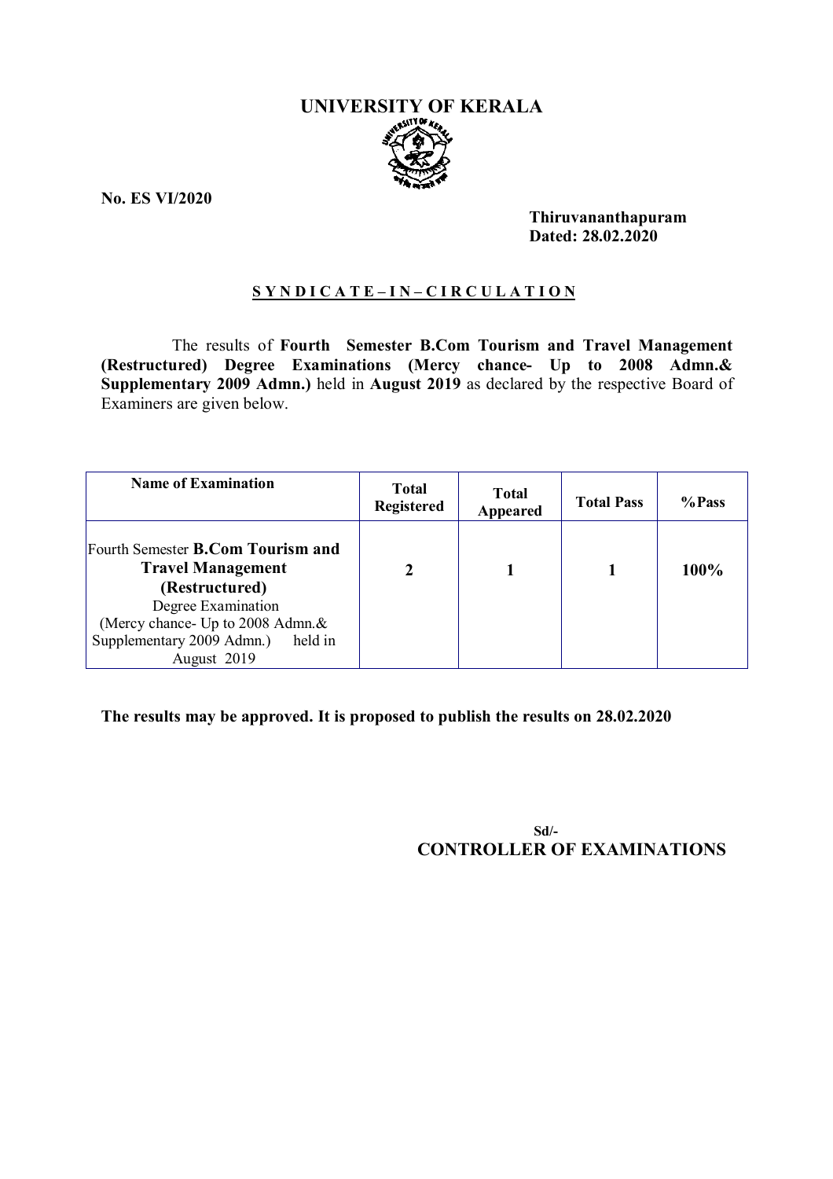# UNIVERSITY OF KERALA

**No. ES VI/2020**

**Thiruvananthapuram**
**Dated: 28.02.2020**

**S Y N D I C A T E – I N – C I R C U L A T I O N**

The results of **Fourth Semester B.Com Tourism and Travel Management (Restructured) Degree Examinations (Mercy chance- Up to 2008 Admn.& Supplementary 2009 Admn.)** held in **August 2019** as declared by the respective Board of Examiners are given below.

| Name of Examination | Total Registered | Total Appeared | Total Pass | %Pass |
|---|---|---|---|---|
| Fourth Semester **B.Com Tourism and Travel Management (Restructured)** Degree Examination (Mercy chance- Up to 2008 Admn.& Supplementary 2009 Admn.) held in August 2019 | **2** | **1** | **1** | **100%** |

**The results may be approved. It is proposed to publish the results on 28.02.2020**

**Sd/-**
**CONTROLLER OF EXAMINATIONS**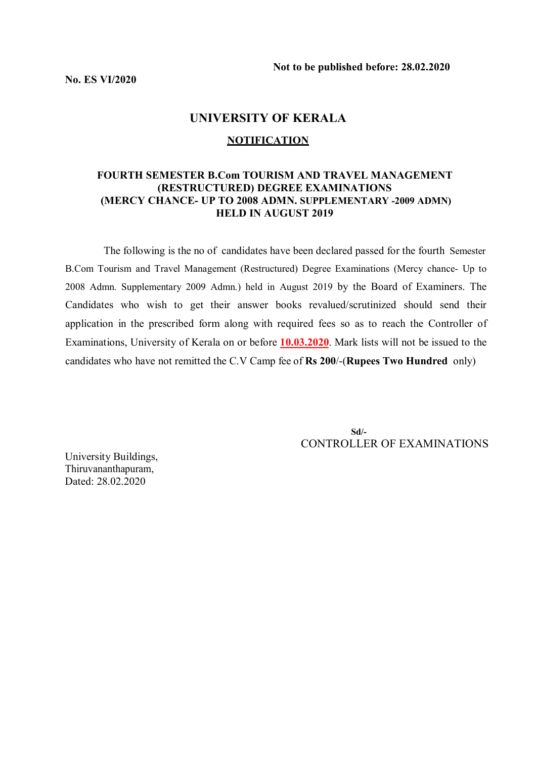**Not to be published before: 28.02.2020**

**No. ES VI/2020**

# UNIVERSITY OF KERALA

## NOTIFICATION

### FOURTH SEMESTER B.Com TOURISM AND TRAVEL MANAGEMENT (RESTRUCTURED) DEGREE EXAMINATIONS (MERCY CHANCE- UP TO 2008 ADMN. SUPPLEMENTARY -2009 ADMN) HELD IN AUGUST 2019

The following is the no of candidates have been declared passed for the fourth Semester B.Com Tourism and Travel Management (Restructured) Degree Examinations (Mercy chance- Up to 2008 Admn. Supplementary 2009 Admn.) held in August 2019 by the Board of Examiners. The Candidates who wish to get their answer books revalued/scrutinized should send their application in the prescribed form along with required fees so as to reach the Controller of Examinations, University of Kerala on or before **10.03.2020**. Mark lists will not be issued to the candidates who have not remitted the C.V Camp fee of **Rs 200**/-(**Rupees Two Hundred** only)

**Sd/-**
CONTROLLER OF EXAMINATIONS

University Buildings,
Thiruvananthapuram,
Dated: 28.02.2020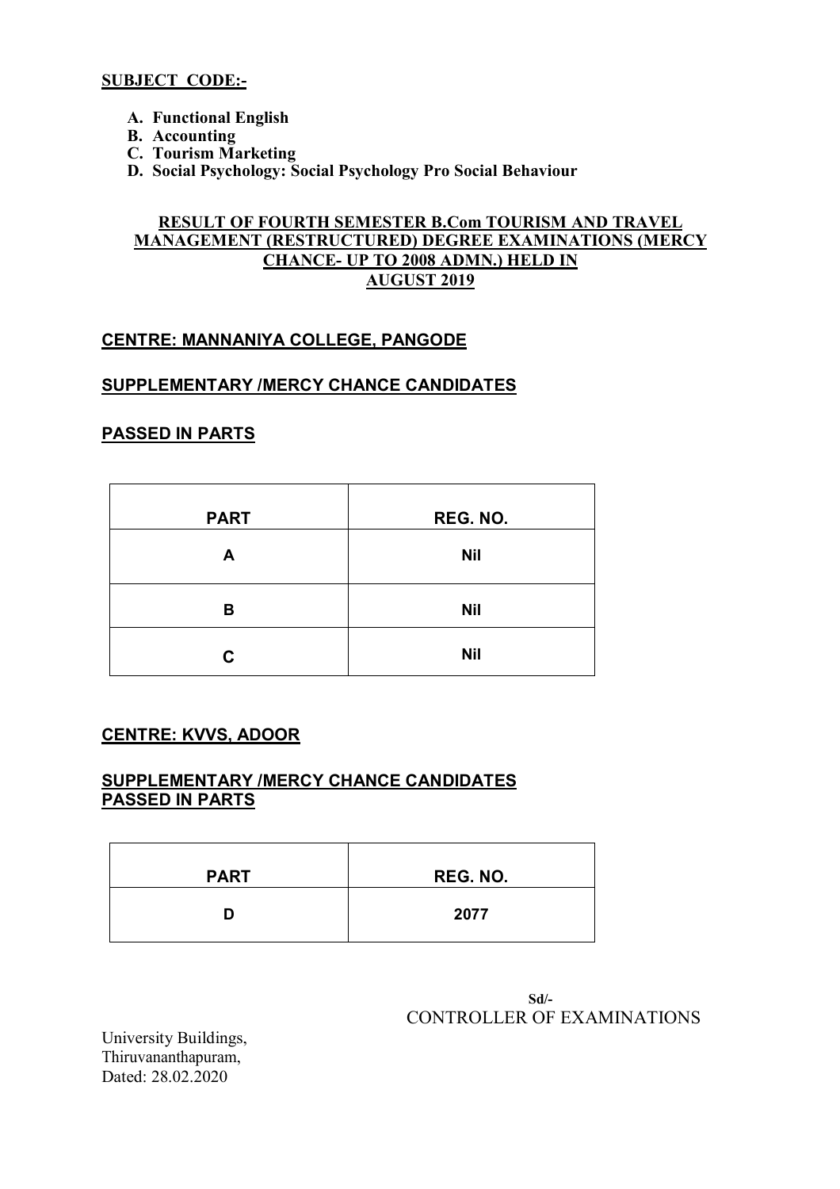**SUBJECT CODE:-**

- **A. Functional English**
- **B. Accounting**
- **C. Tourism Marketing**
- **D. Social Psychology: Social Psychology Pro Social Behaviour**

## RESULT OF FOURTH SEMESTER B.Com TOURISM AND TRAVEL MANAGEMENT (RESTRUCTURED) DEGREE EXAMINATIONS (MERCY CHANCE- UP TO 2008 ADMN.) HELD IN AUGUST 2019

### CENTRE: MANNANIYA COLLEGE, PANGODE

### SUPPLEMENTARY /MERCY CHANCE CANDIDATES

### PASSED IN PARTS

| PART | REG. NO. |
|---|---|
| A | Nil |
| B | Nil |
| C | Nil |

### CENTRE: KVVS, ADOOR

### SUPPLEMENTARY /MERCY CHANCE CANDIDATES PASSED IN PARTS

| PART | REG. NO. |
|---|---|
| D | 2077 |

**Sd/-**
CONTROLLER OF EXAMINATIONS

University Buildings,
Thiruvananthapuram,
Dated: 28.02.2020